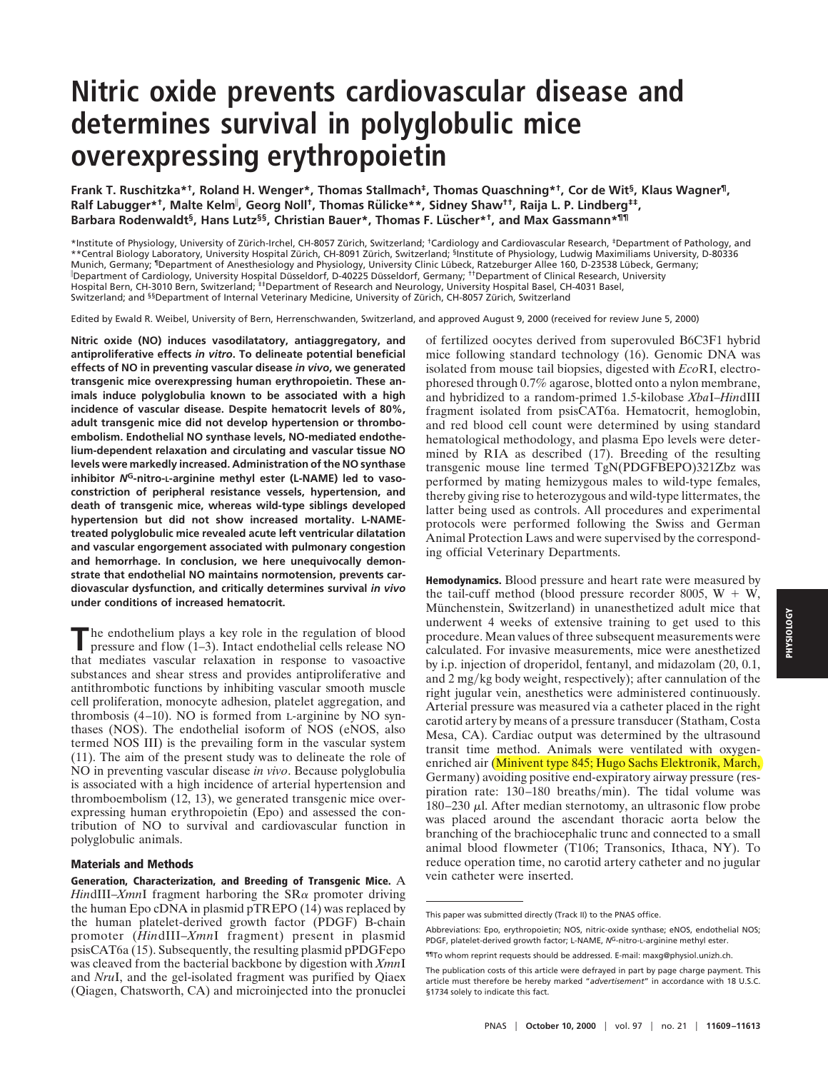# Nitric oxide prevents cardiovascular disease and determines survival in polyglobulic mice overexpressing erythropoietin

**Frank T. Ruschitzka*[†], Roland H. Wenger*, Thomas Stallmach[‡], Thomas Quaschning*[†], Cor de Wit[§], Klaus Wagner[¶], Ralf Labugger*[†], Malte Kelm[‖], Georg Noll[†], Thomas Rülicke**, Sidney Shaw[††], Raija L. P. Lindberg[‡‡], Barbara Rodenwaldt[§], Hans Lutz[§§], Christian Bauer*, Thomas F. Lüscher*[†], and Max Gassmann*[¶¶]**

*Institute of Physiology, University of Zürich-Irchel, CH-8057 Zürich, Switzerland; [†]Cardiology and Cardiovascular Research, [‡]Department of Pathology, and **Central Biology Laboratory, University Hospital Zürich, CH-8091 Zürich, Switzerland; [§]Institute of Physiology, Ludwig Maximiliams University, D-80336 Munich, Germany; [¶]Department of Anesthesiology and Physiology, University Clinic Lübeck, Ratzeburger Allee 160, D-23538 Lübeck, Germany; [‖]Department of Cardiology, University Hospital Düsseldorf, D-40225 Düsseldorf, Germany; [††]Department of Clinical Research, University Hospital Bern, CH-3010 Bern, Switzerland; [‡‡]Department of Research and Neurology, University Hospital Basel, CH-4031 Basel, Switzerland; and [§§]Department of Internal Veterinary Medicine, University of Zürich, CH-8057 Zürich, Switzerland

Edited by Ewald R. Weibel, University of Bern, Herrenschwanden, Switzerland, and approved August 9, 2000 (received for review June 5, 2000)

**Nitric oxide (NO) induces vasodilatatory, antiaggregatory, and antiproliferative effects *in vitro*. To delineate potential beneficial effects of NO in preventing vascular disease *in vivo*, we generated transgenic mice overexpressing human erythropoietin. These animals induce polyglobulia known to be associated with a high incidence of vascular disease. Despite hematocrit levels of 80%, adult transgenic mice did not develop hypertension or thromboembolism. Endothelial NO synthase levels, NO-mediated endothelium-dependent relaxation and circulating and vascular tissue NO levels were markedly increased. Administration of the NO synthase inhibitor $N^G$-nitro-L-arginine methyl ester (L-NAME) led to vasoconstriction of peripheral resistance vessels, hypertension, and death of transgenic mice, whereas wild-type siblings developed hypertension but did not show increased mortality. L-NAME-treated polyglobulic mice revealed acute left ventricular dilatation and vascular engorgement associated with pulmonary congestion and hemorrhage. In conclusion, we here unequivocally demonstrate that endothelial NO maintains normotension, prevents cardiovascular dysfunction, and critically determines survival *in vivo* under conditions of increased hematocrit.**

The endothelium plays a key role in the regulation of blood pressure and flow (1–3). Intact endothelial cells release NO that mediates vascular relaxation in response to vasoactive substances and shear stress and provides antiproliferative and antithrombotic functions by inhibiting vascular smooth muscle cell proliferation, monocyte adhesion, platelet aggregation, and thrombosis (4–10). NO is formed from L-arginine by NO synthases (NOS). The endothelial isoform of NOS (eNOS, also termed NOS III) is the prevailing form in the vascular system (11). The aim of the present study was to delineate the role of NO in preventing vascular disease *in vivo*. Because polyglobulia is associated with a high incidence of arterial hypertension and thromboembolism (12, 13), we generated transgenic mice overexpressing human erythropoietin (Epo) and assessed the contribution of NO to survival and cardiovascular function in polyglobulic animals.

## Materials and Methods

**Generation, Characterization, and Breeding of Transgenic Mice.** A *Hin*dIII–*Xmn*I fragment harboring the SRα promoter driving the human Epo cDNA in plasmid pTREPO (14) was replaced by the human platelet-derived growth factor (PDGF) B-chain promoter (*Hin*dIII–*Xmn*I fragment) present in plasmid psisCAT6a (15). Subsequently, the resulting plasmid pPDGFepo was cleaved from the bacterial backbone by digestion with *Xmn*I and *Nru*I, and the gel-isolated fragment was purified by Qiaex (Qiagen, Chatsworth, CA) and microinjected into the pronuclei of fertilized oocytes derived from superovuled B6C3F1 hybrid mice following standard technology (16). Genomic DNA was isolated from mouse tail biopsies, digested with *Eco*RI, electrophoresed through 0.7% agarose, blotted onto a nylon membrane, and hybridized to a random-primed 1.5-kilobase *Xba*I–*Hin*dIII fragment isolated from psisCAT6a. Hematocrit, hemoglobin, and red blood cell count were determined by using standard hematological methodology, and plasma Epo levels were determined by RIA as described (17). Breeding of the resulting transgenic mouse line termed TgN(PDGFBEPO)321Zbz was performed by mating hemizygous males to wild-type females, thereby giving rise to heterozygous and wild-type littermates, the latter being used as controls. All procedures and experimental protocols were performed following the Swiss and German Animal Protection Laws and were supervised by the corresponding official Veterinary Departments.

**Hemodynamics.** Blood pressure and heart rate were measured by the tail-cuff method (blood pressure recorder 8005, W + W, Münchenstein, Switzerland) in unanesthetized adult mice that underwent 4 weeks of extensive training to get used to this procedure. Mean values of three subsequent measurements were calculated. For invasive measurements, mice were anesthetized by i.p. injection of droperidol, fentanyl, and midazolam (20, 0.1, and 2 mg/kg body weight, respectively); after cannulation of the right jugular vein, anesthetics were administered continuously. Arterial pressure was measured via a catheter placed in the right carotid artery by means of a pressure transducer (Statham, Costa Mesa, CA). Cardiac output was determined by the ultrasound transit time method. Animals were ventilated with oxygen-enriched air (Minivent type 845; Hugo Sachs Elektronik, March, Germany) avoiding positive end-expiratory airway pressure (respiration rate: 130–180 breaths/min). The tidal volume was 180–230 μl. After median sternotomy, an ultrasonic flow probe was placed around the ascendant thoracic aorta below the branching of the brachiocephalic trunc and connected to a small animal blood flowmeter (T106; Transonics, Ithaca, NY). To reduce operation time, no carotid artery catheter and no jugular vein catheter were inserted.

This paper was submitted directly (Track II) to the PNAS office.

Abbreviations: Epo, erythropoietin; NOS, nitric-oxide synthase; eNOS, endothelial NOS; PDGF, platelet-derived growth factor; L-NAME, $N^G$-nitro-L-arginine methyl ester.

[¶¶]To whom reprint requests should be addressed. E-mail: maxg@physiol.unizh.ch.

The publication costs of this article were defrayed in part by page charge payment. This article must therefore be hereby marked "*advertisement*" in accordance with 18 U.S.C. §1734 solely to indicate this fact.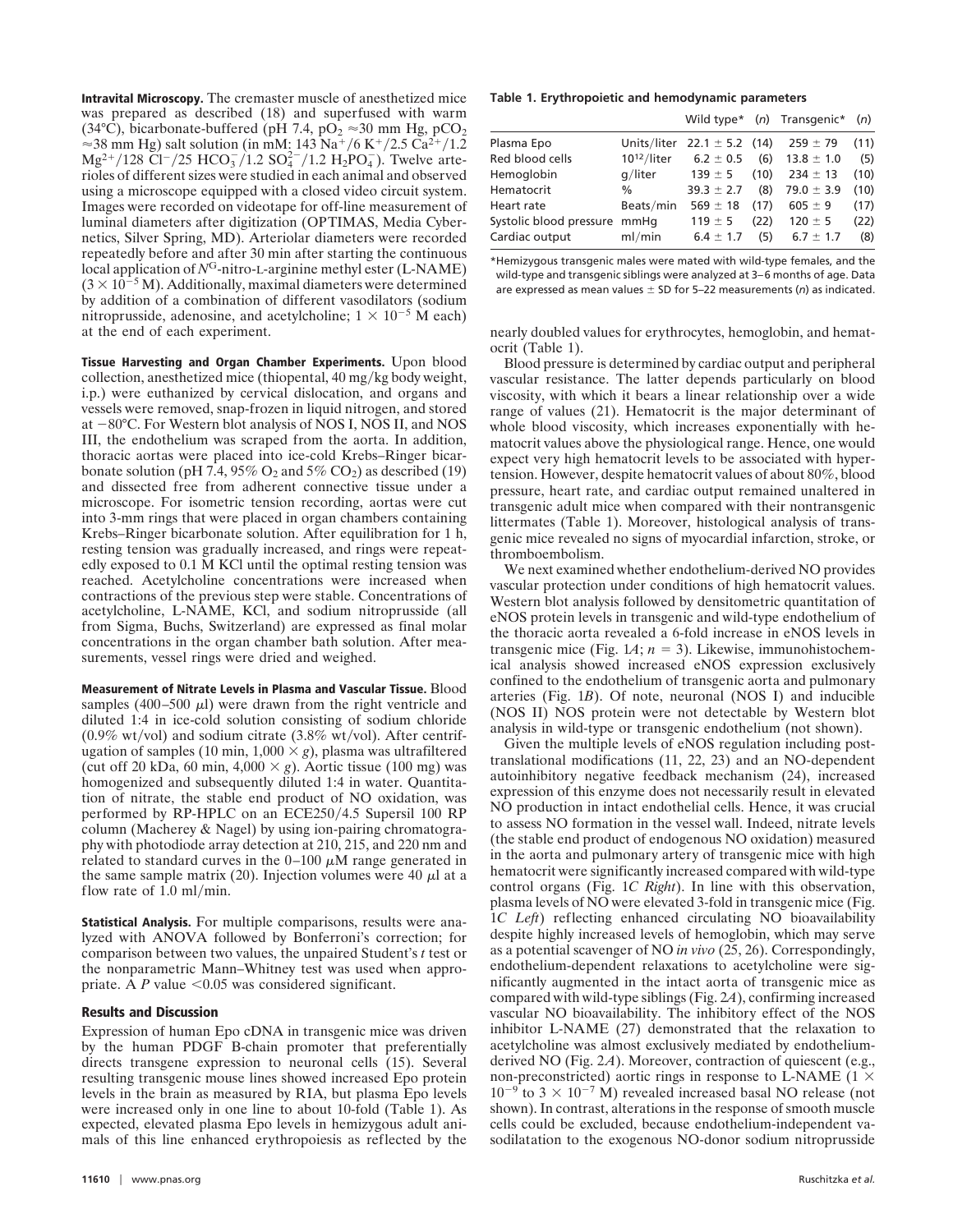**Intravital Microscopy.** The cremaster muscle of anesthetized mice was prepared as described (18) and superfused with warm (34°C), bicarbonate-buffered (pH 7.4, $pO_2 \approx 30$ mm Hg, $pCO_2 \approx 38$ mm Hg) salt solution (in mM: 143 $Na^+$/6 $K^+$/2.5 $Ca^{2+}$/1.2 $Mg^{2+}$/128 $Cl^-$/25 $HCO_3^-$/1.2 $SO_4^{2-}$/1.2 $H_2PO_4^-$). Twelve arterioles of different sizes were studied in each animal and observed using a microscope equipped with a closed video circuit system. Images were recorded on videotape for off-line measurement of luminal diameters after digitization (OPTIMAS, Media Cybernetics, Silver Spring, MD). Arteriolar diameters were recorded repeatedly before and after 30 min after starting the continuous local application of $N^G$-nitro-L-arginine methyl ester (L-NAME) ($3 \times 10^{-5}$ M). Additionally, maximal diameters were determined by addition of a combination of different vasodilators (sodium nitroprusside, adenosine, and acetylcholine; $1 \times 10^{-5}$ M each) at the end of each experiment.

**Tissue Harvesting and Organ Chamber Experiments.** Upon blood collection, anesthetized mice (thiopental, 40 mg/kg body weight, i.p.) were euthanized by cervical dislocation, and organs and vessels were removed, snap-frozen in liquid nitrogen, and stored at −80°C. For Western blot analysis of NOS I, NOS II, and NOS III, the endothelium was scraped from the aorta. In addition, thoracic aortas were placed into ice-cold Krebs–Ringer bicarbonate solution (pH 7.4, 95% $O_2$ and 5% $CO_2$) as described (19) and dissected free from adherent connective tissue under a microscope. For isometric tension recording, aortas were cut into 3-mm rings that were placed in organ chambers containing Krebs–Ringer bicarbonate solution. After equilibration for 1 h, resting tension was gradually increased, and rings were repeatedly exposed to 0.1 M KCl until the optimal resting tension was reached. Acetylcholine concentrations were increased when contractions of the previous step were stable. Concentrations of acetylcholine, L-NAME, KCl, and sodium nitroprusside (all from Sigma, Buchs, Switzerland) are expressed as final molar concentrations in the organ chamber bath solution. After measurements, vessel rings were dried and weighed.

**Measurement of Nitrate Levels in Plasma and Vascular Tissue.** Blood samples (400–500 μl) were drawn from the right ventricle and diluted 1:4 in ice-cold solution consisting of sodium chloride (0.9% wt/vol) and sodium citrate (3.8% wt/vol). After centrifugation of samples (10 min, 1,000 × *g*), plasma was ultrafiltered (cut off 20 kDa, 60 min, 4,000 × *g*). Aortic tissue (100 mg) was homogenized and subsequently diluted 1:4 in water. Quantitation of nitrate, the stable end product of NO oxidation, was performed by RP-HPLC on an ECE250/4.5 Supersil 100 RP column (Macherey & Nagel) by using ion-pairing chromatography with photodiode array detection at 210, 215, and 220 nm and related to standard curves in the 0–100 μM range generated in the same sample matrix (20). Injection volumes were 40 μl at a flow rate of 1.0 ml/min.

**Statistical Analysis.** For multiple comparisons, results were analyzed with ANOVA followed by Bonferroni's correction; for comparison between two values, the unpaired Student's *t* test or the nonparametric Mann–Whitney test was used when appropriate. A $P$ value $<0.05$ was considered significant.

## Results and Discussion

Expression of human Epo cDNA in transgenic mice was driven by the human PDGF B-chain promoter that preferentially directs transgene expression to neuronal cells (15). Several resulting transgenic mouse lines showed increased Epo protein levels in the brain as measured by RIA, but plasma Epo levels were increased only in one line to about 10-fold (Table 1). As expected, elevated plasma Epo levels in hemizygous adult animals of this line enhanced erythropoiesis as reflected by the nearly doubled values for erythrocytes, hemoglobin, and hematocrit (Table 1).

**Table 1. Erythropoietic and hemodynamic parameters**

| | | Wild type* | (*n*) | Transgenic* | (*n*) |
|---|---|---|---|---|---|
| Plasma Epo | Units/liter | 22.1 ± 5.2 | (14) | 259 ± 79 | (11) |
| Red blood cells | $10^{12}$/liter | 6.2 ± 0.5 | (6) | 13.8 ± 1.0 | (5) |
| Hemoglobin | g/liter | 139 ± 5 | (10) | 234 ± 13 | (10) |
| Hematocrit | % | 39.3 ± 2.7 | (8) | 79.0 ± 3.9 | (10) |
| Heart rate | Beats/min | 569 ± 18 | (17) | 605 ± 9 | (17) |
| Systolic blood pressure | mmHg | 119 ± 5 | (22) | 120 ± 5 | (22) |
| Cardiac output | ml/min | 6.4 ± 1.7 | (5) | 6.7 ± 1.7 | (8) |

*Hemizygous transgenic males were mated with wild-type females, and the wild-type and transgenic siblings were analyzed at 3–6 months of age. Data are expressed as mean values ± SD for 5–22 measurements (*n*) as indicated.

Blood pressure is determined by cardiac output and peripheral vascular resistance. The latter depends particularly on blood viscosity, with which it bears a linear relationship over a wide range of values (21). Hematocrit is the major determinant of whole blood viscosity, which increases exponentially with hematocrit values above the physiological range. Hence, one would expect very high hematocrit levels to be associated with hypertension. However, despite hematocrit values of about 80%, blood pressure, heart rate, and cardiac output remained unaltered in transgenic adult mice when compared with their nontransgenic littermates (Table 1). Moreover, histological analysis of transgenic mice revealed no signs of myocardial infarction, stroke, or thromboembolism.

We next examined whether endothelium-derived NO provides vascular protection under conditions of high hematocrit values. Western blot analysis followed by densitometric quantitation of eNOS protein levels in transgenic and wild-type endothelium of the thoracic aorta revealed a 6-fold increase in eNOS levels in transgenic mice (Fig. 1*A*; $n = 3$). Likewise, immunohistochemical analysis showed increased eNOS expression exclusively confined to the endothelium of transgenic aorta and pulmonary arteries (Fig. 1*B*). Of note, neuronal (NOS I) and inducible (NOS II) NOS protein were not detectable by Western blot analysis in wild-type or transgenic endothelium (not shown).

Given the multiple levels of eNOS regulation including post-translational modifications (11, 22, 23) and an NO-dependent autoinhibitory negative feedback mechanism (24), increased expression of this enzyme does not necessarily result in elevated NO production in intact endothelial cells. Hence, it was crucial to assess NO formation in the vessel wall. Indeed, nitrate levels (the stable end product of endogenous NO oxidation) measured in the aorta and pulmonary artery of transgenic mice with high hematocrit were significantly increased compared with wild-type control organs (Fig. 1*C Right*). In line with this observation, plasma levels of NO were elevated 3-fold in transgenic mice (Fig. 1*C Left*) reflecting enhanced circulating NO bioavailability despite highly increased levels of hemoglobin, which may serve as a potential scavenger of NO *in vivo* (25, 26). Correspondingly, endothelium-dependent relaxations to acetylcholine were significantly augmented in the intact aorta of transgenic mice as compared with wild-type siblings (Fig. 2*A*), confirming increased vascular NO bioavailability. The inhibitory effect of the NOS inhibitor L-NAME (27) demonstrated that the relaxation to acetylcholine was almost exclusively mediated by endothelium-derived NO (Fig. 2*A*). Moreover, contraction of quiescent (e.g., non-preconstricted) aortic rings in response to L-NAME ($1 \times 10^{-9}$ to $3 \times 10^{-7}$ M) revealed increased basal NO release (not shown). In contrast, alterations in the response of smooth muscle cells could be excluded, because endothelium-independent vasodilatation to the exogenous NO-donor sodium nitroprusside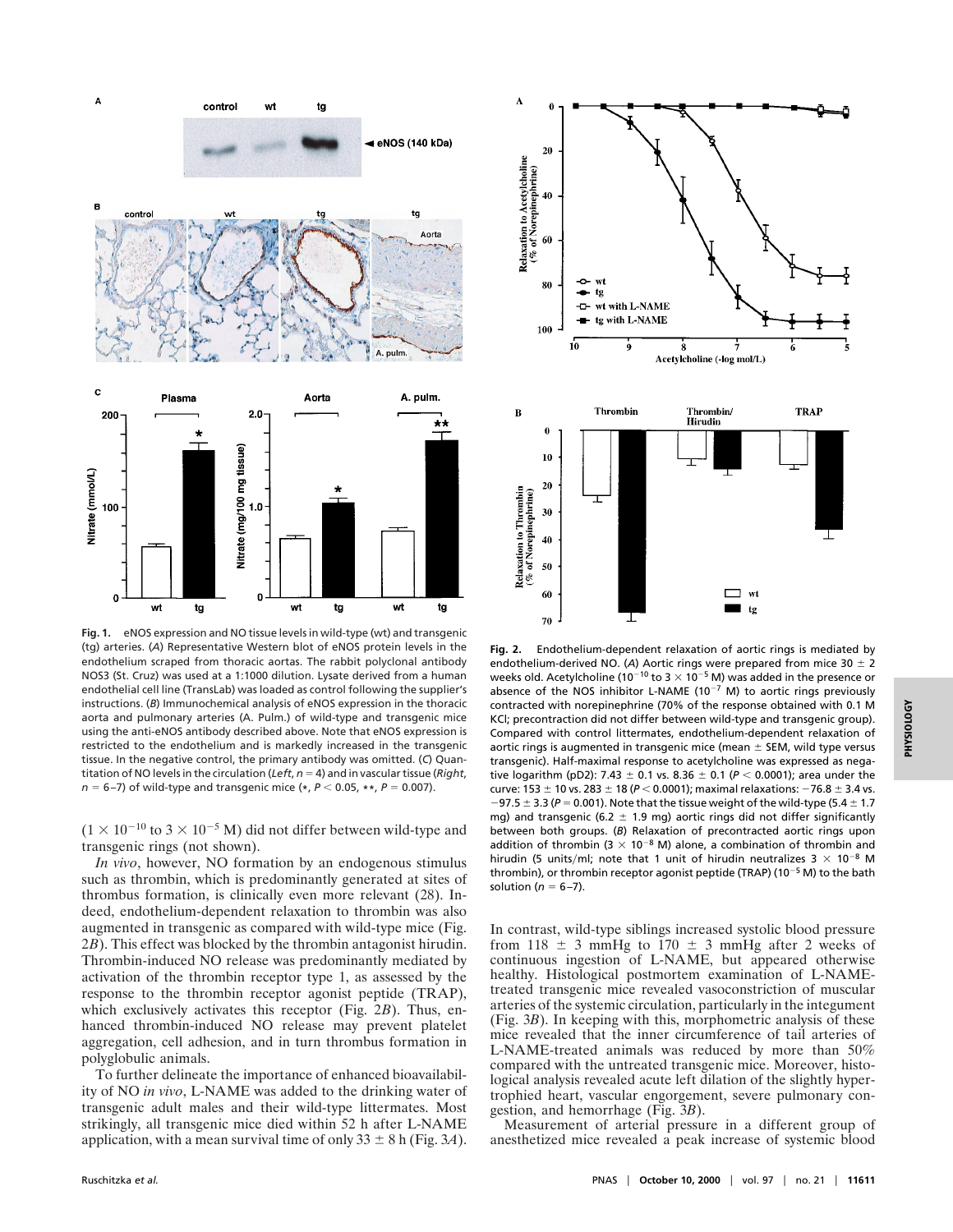**Fig. 1.** eNOS expression and NO tissue levels in wild-type (wt) and transgenic (tg) arteries. (*A*) Representative Western blot of eNOS protein levels in the endothelium scraped from thoracic aortas. The rabbit polyclonal antibody NOS3 (St. Cruz) was used at a 1:1000 dilution. Lysate derived from a human endothelial cell line (TransLab) was loaded as control following the supplier's instructions. (*B*) Immunochemical analysis of eNOS expression in the thoracic aorta and pulmonary arteries (A. Pulm.) of wild-type and transgenic mice using the anti-eNOS antibody described above. Note that eNOS expression is restricted to the endothelium and is markedly increased in the transgenic tissue. In the negative control, the primary antibody was omitted. (*C*) Quantitation of NO levels in the circulation (*Left*, $n = 4$) and in vascular tissue (*Right*, $n = 6$–7) of wild-type and transgenic mice (*, $P < 0.05$, **, $P = 0.007$).

**Fig. 2.** Endothelium-dependent relaxation of aortic rings is mediated by endothelium-derived NO. (*A*) Aortic rings were prepared from mice 30 ± 2 weeks old. Acetylcholine ($10^{-10}$ to $3 \times 10^{-5}$ M) was added in the presence or absence of the NOS inhibitor L-NAME ($10^{-7}$ M) to aortic rings previously contracted with norepinephrine (70% of the response obtained with 0.1 M KCl; precontraction did not differ between wild-type and transgenic group). Compared with control littermates, endothelium-dependent relaxation of aortic rings is augmented in transgenic mice (mean ± SEM, wild type versus transgenic). Half-maximal response to acetylcholine was expressed as negative logarithm (pD2): 7.43 ± 0.1 vs. 8.36 ± 0.1 ($P < 0.0001$); area under the curve: 153 ± 10 vs. 283 ± 18 ($P < 0.0001$); maximal relaxations: −76.8 ± 3.4 vs. −97.5 ± 3.3 ($P = 0.001$). Note that the tissue weight of the wild-type (5.4 ± 1.7 mg) and transgenic (6.2 ± 1.9 mg) aortic rings did not differ significantly between both groups. (*B*) Relaxation of precontracted aortic rings upon addition of thrombin ($3 \times 10^{-8}$ M) alone, a combination of thrombin and hirudin (5 units/ml; note that 1 unit of hirudin neutralizes $3 \times 10^{-8}$ M thrombin), or thrombin receptor agonist peptide (TRAP) ($10^{-5}$ M) to the bath solution ($n = 6$–7).

($1 \times 10^{-10}$ to $3 \times 10^{-5}$ M) did not differ between wild-type and transgenic rings (not shown).

*In vivo*, however, NO formation by an endogenous stimulus such as thrombin, which is predominantly generated at sites of thrombus formation, is clinically even more relevant (28). Indeed, endothelium-dependent relaxation to thrombin was also augmented in transgenic as compared with wild-type mice (Fig. 2*B*). This effect was blocked by the thrombin antagonist hirudin. Thrombin-induced NO release was predominantly mediated by activation of the thrombin receptor type 1, as assessed by the response to the thrombin receptor agonist peptide (TRAP), which exclusively activates this receptor (Fig. 2*B*). Thus, enhanced thrombin-induced NO release may prevent platelet aggregation, cell adhesion, and in turn thrombus formation in polyglobulic animals.

To further delineate the importance of enhanced bioavailability of NO *in vivo*, L-NAME was added to the drinking water of transgenic adult males and their wild-type littermates. Most strikingly, all transgenic mice died within 52 h after L-NAME application, with a mean survival time of only 33 ± 8 h (Fig. 3*A*). In contrast, wild-type siblings increased systolic blood pressure from 118 ± 3 mmHg to 170 ± 3 mmHg after 2 weeks of continuous ingestion of L-NAME, but appeared otherwise healthy. Histological postmortem examination of L-NAME-treated transgenic mice revealed vasoconstriction of muscular arteries of the systemic circulation, particularly in the integument (Fig. 3*B*). In keeping with this, morphometric analysis of these mice revealed that the inner circumference of tail arteries of L-NAME-treated animals was reduced by more than 50% compared with the untreated transgenic mice. Moreover, histological analysis revealed acute left dilation of the slightly hypertrophied heart, vascular engorgement, severe pulmonary congestion, and hemorrhage (Fig. 3*B*).

Measurement of arterial pressure in a different group of anesthetized mice revealed a peak increase of systemic blood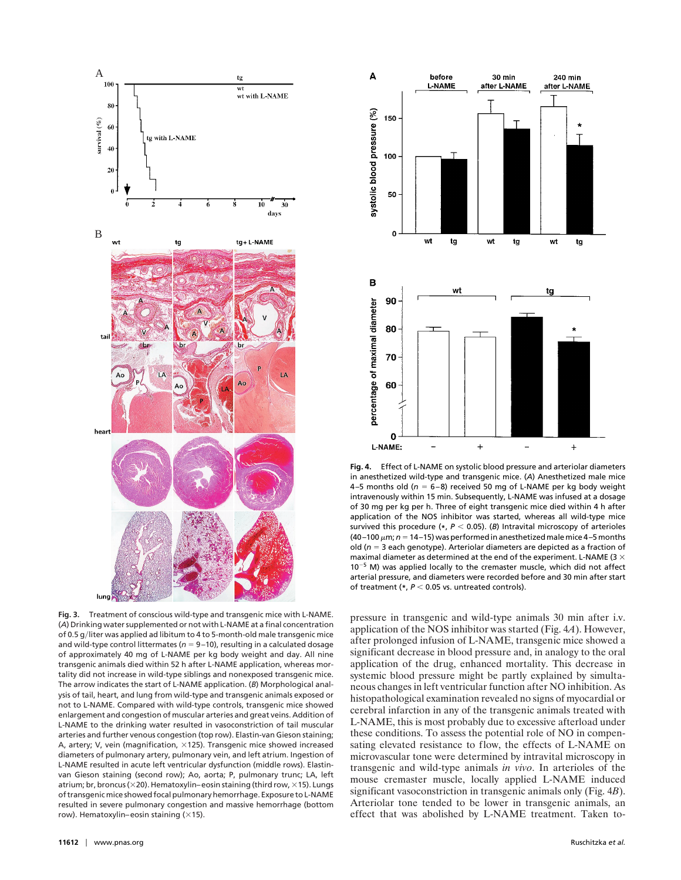**Fig. 3.** Treatment of conscious wild-type and transgenic mice with L-NAME. (*A*) Drinking water supplemented or not with L-NAME at a final concentration of 0.5 g/liter was applied ad libitum to 4 to 5-month-old male transgenic mice and wild-type control littermates ($n$ = 9–10), resulting in a calculated dosage of approximately 40 mg of L-NAME per kg body weight and day. All nine transgenic animals died within 52 h after L-NAME application, whereas mortality did not increase in wild-type siblings and nonexposed transgenic mice. The arrow indicates the start of L-NAME application. (*B*) Morphological analysis of tail, heart, and lung from wild-type and transgenic animals exposed or not to L-NAME. Compared with wild-type controls, transgenic mice showed enlargement and congestion of muscular arteries and great veins. Addition of L-NAME to the drinking water resulted in vasoconstriction of tail muscular arteries and further venous congestion (top row). Elastin-van Gieson staining; A, artery; V, vein (magnification, ×125). Transgenic mice showed increased diameters of pulmonary artery, pulmonary vein, and left atrium. Ingestion of L-NAME resulted in acute left ventricular dysfunction (middle rows). Elastin-van Gieson staining (second row); Ao, aorta; P, pulmonary trunc; LA, left atrium; br, broncus (×20). Hematoxylin–eosin staining (third row, ×15). Lungs of transgenic mice showed focal pulmonary hemorrhage. Exposure to L-NAME resulted in severe pulmonary congestion and massive hemorrhage (bottom row). Hematoxylin–eosin staining (×15).

**Fig. 4.** Effect of L-NAME on systolic blood pressure and arteriolar diameters in anesthetized wild-type and transgenic mice. (*A*) Anesthetized male mice 4–5 months old ($n$ = 6–8) received 50 mg of L-NAME per kg body weight intravenously within 15 min. Subsequently, L-NAME was infused at a dosage of 30 mg per kg per h. Three of eight transgenic mice died within 4 h after application of the NOS inhibitor was started, whereas all wild-type mice survived this procedure (*, $P < 0.05$). (*B*) Intravital microscopy of arterioles (40–100 $\mu$m; $n$ = 14–15) was performed in anesthetized male mice 4–5 months old ($n$ = 3 each genotype). Arteriolar diameters are depicted as a fraction of maximal diameter as determined at the end of the experiment. L-NAME ($3 \times 10^{-5}$ M) was applied locally to the cremaster muscle, which did not affect arterial pressure, and diameters were recorded before and 30 min after start of treatment (*, $P < 0.05$ vs. untreated controls).

pressure in transgenic and wild-type animals 30 min after i.v. application of the NOS inhibitor was started (Fig. 4*A*). However, after prolonged infusion of L-NAME, transgenic mice showed a significant decrease in blood pressure and, in analogy to the oral application of the drug, enhanced mortality. This decrease in systemic blood pressure might be partly explained by simultaneous changes in left ventricular function after NO inhibition. As histopathological examination revealed no signs of myocardial or cerebral infarction in any of the transgenic animals treated with L-NAME, this is most probably due to excessive afterload under these conditions. To assess the potential role of NO in compensating elevated resistance to flow, the effects of L-NAME on microvascular tone were determined by intravital microscopy in transgenic and wild-type animals *in vivo*. In arterioles of the mouse cremaster muscle, locally applied L-NAME induced significant vasoconstriction in transgenic animals only (Fig. 4*B*). Arteriolar tone tended to be lower in transgenic animals, an effect that was abolished by L-NAME treatment. Taken to-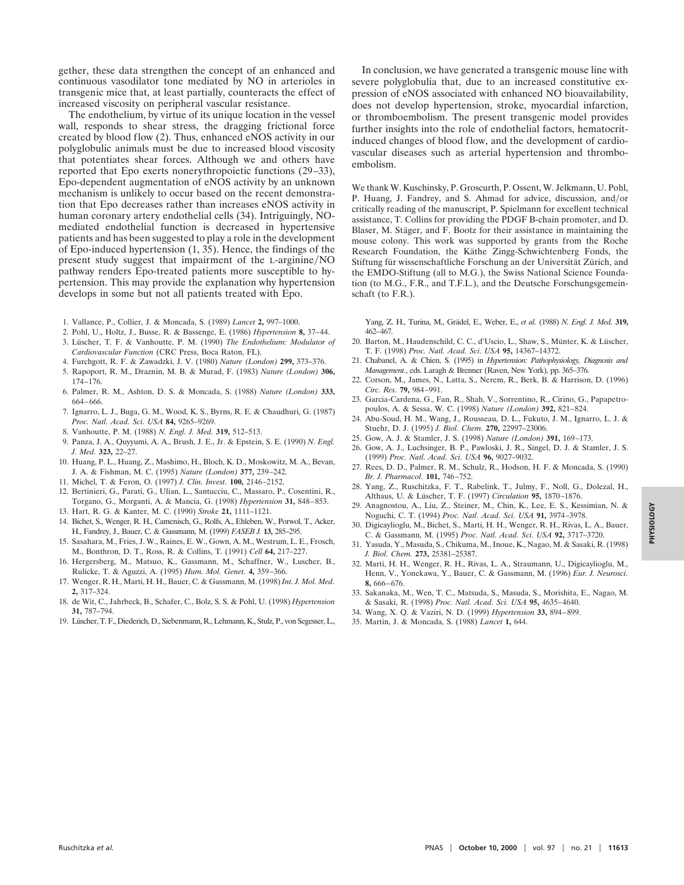gether, these data strengthen the concept of an enhanced and continuous vasodilator tone mediated by NO in arterioles in transgenic mice that, at least partially, counteracts the effect of increased viscosity on peripheral vascular resistance.

The endothelium, by virtue of its unique location in the vessel wall, responds to shear stress, the dragging frictional force created by blood flow (2). Thus, enhanced eNOS activity in our polyglobulic animals must be due to increased blood viscosity that potentiates shear forces. Although we and others have reported that Epo exerts nonerythropoietic functions (29–33), Epo-dependent augmentation of eNOS activity by an unknown mechanism is unlikely to occur based on the recent demonstration that Epo decreases rather than increases eNOS activity in human coronary artery endothelial cells (34). Intriguingly, NO-mediated endothelial function is decreased in hypertensive patients and has been suggested to play a role in the development of Epo-induced hypertension (1, 35). Hence, the findings of the present study suggest that impairment of the L-arginine/NO pathway renders Epo-treated patients more susceptible to hypertension. This may provide the explanation why hypertension develops in some but not all patients treated with Epo.

In conclusion, we have generated a transgenic mouse line with severe polyglobulia that, due to an increased constitutive expression of eNOS associated with enhanced NO bioavailability, does not develop hypertension, stroke, myocardial infarction, or thromboembolism. The present transgenic model provides further insights into the role of endothelial factors, hematocrit-induced changes of blood flow, and the development of cardiovascular diseases such as arterial hypertension and thromboembolism.

We thank W. Kuschinsky, P. Groscurth, P. Ossent, W. Jelkmann, U. Pohl, P. Huang, J. Fandrey, and S. Ahmad for advice, discussion, and/or critically reading of the manuscript, P. Spielmann for excellent technical assistance, T. Collins for providing the PDGF B-chain promoter, and D. Blaser, M. Stäger, and F. Bootz for their assistance in maintaining the mouse colony. This work was supported by grants from the Roche Research Foundation, the Käthe Zingg-Schwichtenberg Fonds, the Stiftung für wissenschaftliche Forschung an der Universität Zürich, and the EMDO-Stiftung (all to M.G.), the Swiss National Science Foundation (to M.G., F.R., and T.F.L.), and the Deutsche Forschungsgemeinschaft (to F.R.).

1. Vallance, P., Collier, J. & Moncada, S. (1989) *Lancet* **2,** 997–1000.
2. Pohl, U., Holtz, J., Busse, R. & Bassenge, E. (1986) *Hypertension* **8,** 37–44.
3. Lüscher, T. F. & Vanhoutte, P. M. (1990) *The Endothelium: Modulator of Cardiovascular Function* (CRC Press, Boca Raton, FL).
4. Furchgott, R. F. & Zawadzki, J. V. (1980) *Nature (London)* **299,** 373–376.
5. Rapoport, R. M., Draznin, M. B. & Murad, F. (1983) *Nature (London)* **306,** 174–176.
6. Palmer, R. M., Ashton, D. S. & Moncada, S. (1988) *Nature (London)* **333,** 664–666.
7. Ignarro, L. J., Buga, G. M., Wood, K. S., Byrns, R. E. & Chaudhuri, G. (1987) *Proc. Natl. Acad. Sci. USA* **84,** 9265–9269.
8. Vanhoutte, P. M. (1988) *N. Engl. J. Med.* **319,** 512–513.
9. Panza, J. A., Quyyumi, A. A., Brush, J. E., Jr. & Epstein, S. E. (1990) *N. Engl. J. Med.* **323,** 22–27.
10. Huang, P. L., Huang, Z., Mashimo, H., Bloch, K. D., Moskowitz, M. A., Bevan, J. A. & Fishman, M. C. (1995) *Nature (London)* **377,** 239–242.
11. Michel, T. & Feron, O. (1997) *J. Clin. Invest.* **100,** 2146–2152.
12. Bertinieri, G., Parati, G., Ulian, L., Santucciu, C., Massaro, P., Cosentini, R., Torgano, G., Morganti, A. & Mancia, G. (1998) *Hypertension* **31,** 848–853.
13. Hart, R. G. & Kanter, M. C. (1990) *Stroke* **21,** 1111–1121.
14. Bichet, S., Wenger, R. H., Camenisch, G., Rolfs, A., Ehleben, W., Porwol, T., Acker, H., Fandrey, J., Bauer, C. & Gassmann, M. (1999) *FASEB J.* **13,** 285–295.
15. Sasahara, M., Fries, J. W., Raines, E. W., Gown, A. M., Westrum, L. E., Frosch, M., Bonthron, D. T., Ross, R. & Collins, T. (1991) *Cell* **64,** 217–227.
16. Hergersberg, M., Matsuo, K., Gassmann, M., Schaffner, W., Luscher, B., Rulicke, T. & Aguzzi, A. (1995) *Hum. Mol. Genet.* **4,** 359–366.
17. Wenger, R. H., Marti, H. H., Bauer, C. & Gassmann, M. (1998) *Int. J. Mol. Med.* **2,** 317–324.
18. de Wit, C., Jahrbeck, B., Schafer, C., Bolz, S. S. & Pohl, U. (1998) *Hypertension* **31,** 787–794.
19. Lüscher, T. F., Diederich, D., Siebenmann, R., Lehmann, K., Stulz, P., von Segesser, L., Yang, Z. H., Turina, M., Grädel, E., Weber, E., *et al.* (1988) *N. Engl. J. Med.* **319,** 462–467.
20. Barton, M., Haudenschild, C. C., d'Uscio, L., Shaw, S., Münter, K. & Lüscher, T. F. (1998) *Proc. Natl. Acad. Sci. USA* **95,** 14367–14372.
21. Chabanel, A. & Chien, S. (1995) in *Hypertension: Pathophysiology, Diagnosis and Management.*, eds. Laragh & Brenner (Raven, New York), pp. 365–376.
22. Corson, M., James, N., Latta, S., Nerem, R., Berk, B. & Harrison, D. (1996) *Circ. Res.* **79,** 984–991.
23. Garcia-Cardena, G., Fan, R., Shah, V., Sorrentino, R., Cirino, G., Papapetropoulos, A. & Sessa, W. C. (1998) *Nature (London)* **392,** 821–824.
24. Abu-Soud, H. M., Wang, J., Rousseau, D. L., Fukuto, J. M., Ignarro, L. J. & Stuehr, D. J. (1995) *J. Biol. Chem.* **270,** 22997–23006.
25. Gow, A. J. & Stamler, J. S. (1998) *Nature (London)* **391,** 169–173.
26. Gow, A. J., Luchsinger, B. P., Pawloski, J. R., Singel, D. J. & Stamler, J. S. (1999) *Proc. Natl. Acad. Sci. USA* **96,** 9027–9032.
27. Rees, D. D., Palmer, R. M., Schulz, R., Hodson, H. F. & Moncada, S. (1990) *Br. J. Pharmacol.* **101,** 746–752.
28. Yang, Z., Ruschitzka, F. T., Rabelink, T., Julmy, F., Noll, G., Dolezal, H., Althaus, U. & Lüscher, T. F. (1997) *Circulation* **95,** 1870–1876.
29. Anagnostou, A., Liu, Z., Steiner, M., Chin, K., Lee, E. S., Kessimian, N. & Noguchi, C. T. (1994) *Proc. Natl. Acad. Sci. USA* **91,** 3974–3978.
30. Digicaylioglu, M., Bichet, S., Marti, H. H., Wenger, R. H., Rivas, L. A., Bauer, C. & Gassmann, M. (1995) *Proc. Natl. Acad. Sci. USA* **92,** 3717–3720.
31. Yasuda, Y., Masuda, S., Chikuma, M., Inoue, K., Nagao, M. & Sasaki, R. (1998) *J. Biol. Chem.* **273,** 25381–25387.
32. Marti, H. H., Wenger, R. H., Rivas, L. A., Straumann, U., Digicaylioglu, M., Henn, V., Yonekawa, Y., Bauer, C. & Gassmann, M. (1996) *Eur. J. Neurosci.* **8,** 666–676.
33. Sakanaka, M., Wen, T. C., Matsuda, S., Masuda, S., Morishita, E., Nagao, M. & Sasaki, R. (1998) *Proc. Natl. Acad. Sci. USA* **95,** 4635–4640.
34. Wang, X. Q. & Vaziri, N. D. (1999) *Hypertension* **33,** 894–899.
35. Martin, J. & Moncada, S. (1988) *Lancet* **1,** 644.